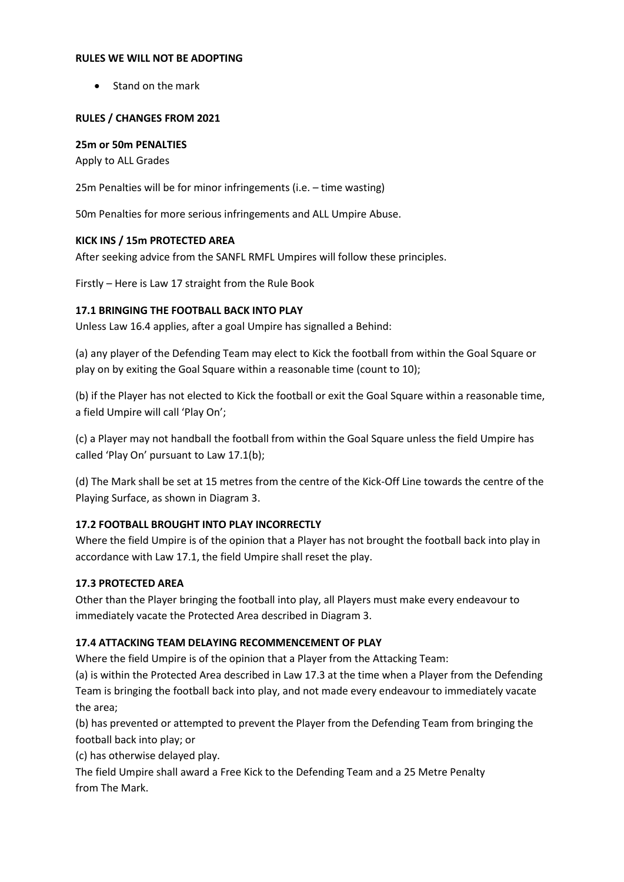**RULES WE WILL NOT BE ADOPTING**

- Stand on the mark

**RULES / CHANGES FROM 2021**

**25m or 50m PENALTIES**

Apply to ALL Grades

25m Penalties will be for minor infringements (i.e. – time wasting)

50m Penalties for more serious infringements and ALL Umpire Abuse.

**KICK INS / 15m PROTECTED AREA**

After seeking advice from the SANFL RMFL Umpires will follow these principles.

Firstly – Here is Law 17 straight from the Rule Book

**17.1 BRINGING THE FOOTBALL BACK INTO PLAY**

Unless Law 16.4 applies, after a goal Umpire has signalled a Behind:

(a) any player of the Defending Team may elect to Kick the football from within the Goal Square or play on by exiting the Goal Square within a reasonable time (count to 10);

(b) if the Player has not elected to Kick the football or exit the Goal Square within a reasonable time, a field Umpire will call 'Play On';

(c) a Player may not handball the football from within the Goal Square unless the field Umpire has called 'Play On' pursuant to Law 17.1(b);

(d) The Mark shall be set at 15 metres from the centre of the Kick-Off Line towards the centre of the Playing Surface, as shown in Diagram 3.

**17.2 FOOTBALL BROUGHT INTO PLAY INCORRECTLY**

Where the field Umpire is of the opinion that a Player has not brought the football back into play in accordance with Law 17.1, the field Umpire shall reset the play.

**17.3 PROTECTED AREA**

Other than the Player bringing the football into play, all Players must make every endeavour to immediately vacate the Protected Area described in Diagram 3.

**17.4 ATTACKING TEAM DELAYING RECOMMENCEMENT OF PLAY**

Where the field Umpire is of the opinion that a Player from the Attacking Team:

(a) is within the Protected Area described in Law 17.3 at the time when a Player from the Defending Team is bringing the football back into play, and not made every endeavour to immediately vacate the area;

(b) has prevented or attempted to prevent the Player from the Defending Team from bringing the football back into play; or

(c) has otherwise delayed play.

The field Umpire shall award a Free Kick to the Defending Team and a 25 Metre Penalty from The Mark.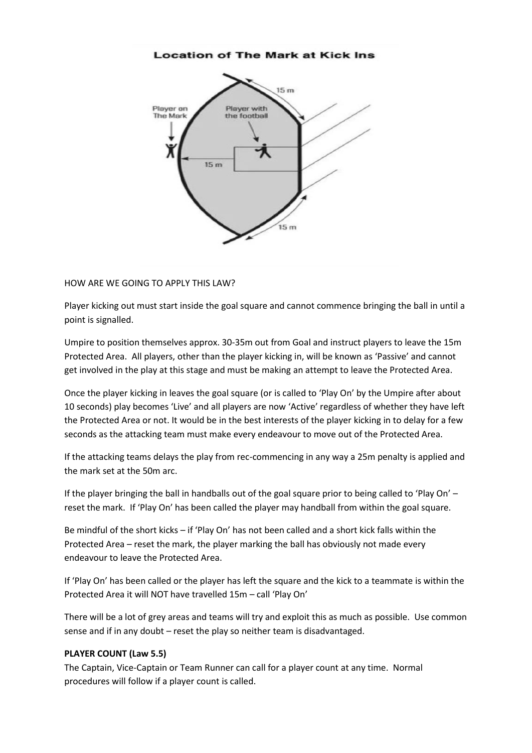**Location of The Mark at Kick Ins**

HOW ARE WE GOING TO APPLY THIS LAW?

Player kicking out must start inside the goal square and cannot commence bringing the ball in until a point is signalled.

Umpire to position themselves approx. 30-35m out from Goal and instruct players to leave the 15m Protected Area. All players, other than the player kicking in, will be known as 'Passive' and cannot get involved in the play at this stage and must be making an attempt to leave the Protected Area.

Once the player kicking in leaves the goal square (or is called to 'Play On' by the Umpire after about 10 seconds) play becomes 'Live' and all players are now 'Active' regardless of whether they have left the Protected Area or not. It would be in the best interests of the player kicking in to delay for a few seconds as the attacking team must make every endeavour to move out of the Protected Area.

If the attacking teams delays the play from rec-commencing in any way a 25m penalty is applied and the mark set at the 50m arc.

If the player bringing the ball in handballs out of the goal square prior to being called to 'Play On' – reset the mark. If 'Play On' has been called the player may handball from within the goal square.

Be mindful of the short kicks – if 'Play On' has not been called and a short kick falls within the Protected Area – reset the mark, the player marking the ball has obviously not made every endeavour to leave the Protected Area.

If 'Play On' has been called or the player has left the square and the kick to a teammate is within the Protected Area it will NOT have travelled 15m – call 'Play On'

There will be a lot of grey areas and teams will try and exploit this as much as possible. Use common sense and if in any doubt – reset the play so neither team is disadvantaged.

**PLAYER COUNT (Law 5.5)**

The Captain, Vice-Captain or Team Runner can call for a player count at any time. Normal procedures will follow if a player count is called.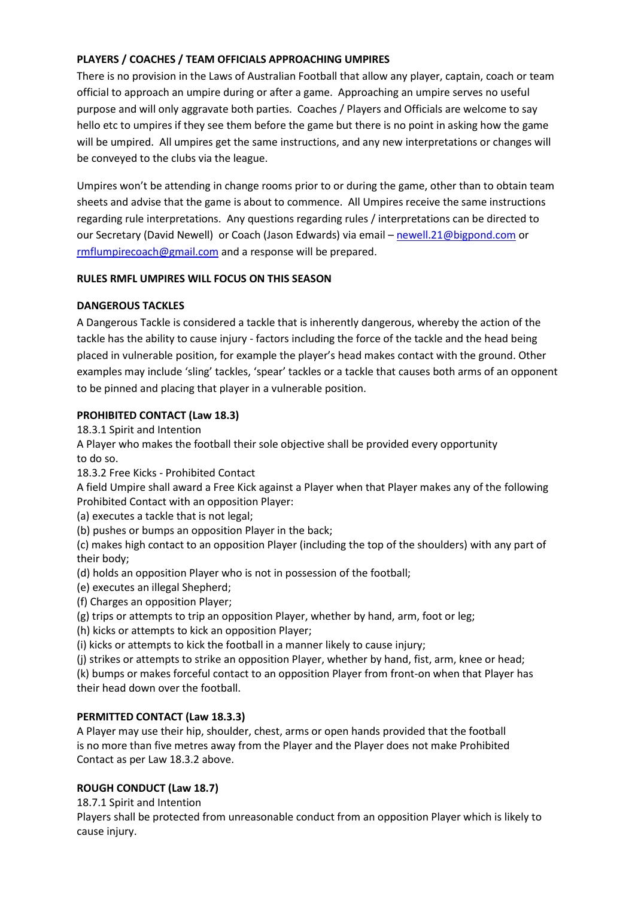**PLAYERS / COACHES / TEAM OFFICIALS APPROACHING UMPIRES**

There is no provision in the Laws of Australian Football that allow any player, captain, coach or team official to approach an umpire during or after a game. Approaching an umpire serves no useful purpose and will only aggravate both parties. Coaches / Players and Officials are welcome to say hello etc to umpires if they see them before the game but there is no point in asking how the game will be umpired. All umpires get the same instructions, and any new interpretations or changes will be conveyed to the clubs via the league.

Umpires won't be attending in change rooms prior to or during the game, other than to obtain team sheets and advise that the game is about to commence. All Umpires receive the same instructions regarding rule interpretations. Any questions regarding rules / interpretations can be directed to our Secretary (David Newell) or Coach (Jason Edwards) via email – newell.21@bigpond.com or rmflumpirecoach@gmail.com and a response will be prepared.

**RULES RMFL UMPIRES WILL FOCUS ON THIS SEASON**

**DANGEROUS TACKLES**

A Dangerous Tackle is considered a tackle that is inherently dangerous, whereby the action of the tackle has the ability to cause injury - factors including the force of the tackle and the head being placed in vulnerable position, for example the player's head makes contact with the ground. Other examples may include 'sling' tackles, 'spear' tackles or a tackle that causes both arms of an opponent to be pinned and placing that player in a vulnerable position.

**PROHIBITED CONTACT (Law 18.3)**

18.3.1 Spirit and Intention

A Player who makes the football their sole objective shall be provided every opportunity to do so.

18.3.2 Free Kicks - Prohibited Contact

A field Umpire shall award a Free Kick against a Player when that Player makes any of the following Prohibited Contact with an opposition Player:

(a) executes a tackle that is not legal;
(b) pushes or bumps an opposition Player in the back;
(c) makes high contact to an opposition Player (including the top of the shoulders) with any part of their body;
(d) holds an opposition Player who is not in possession of the football;
(e) executes an illegal Shepherd;
(f) Charges an opposition Player;
(g) trips or attempts to trip an opposition Player, whether by hand, arm, foot or leg;
(h) kicks or attempts to kick an opposition Player;
(i) kicks or attempts to kick the football in a manner likely to cause injury;
(j) strikes or attempts to strike an opposition Player, whether by hand, fist, arm, knee or head;
(k) bumps or makes forceful contact to an opposition Player from front-on when that Player has their head down over the football.

**PERMITTED CONTACT (Law 18.3.3)**

A Player may use their hip, shoulder, chest, arms or open hands provided that the football is no more than five metres away from the Player and the Player does not make Prohibited Contact as per Law 18.3.2 above.

**ROUGH CONDUCT (Law 18.7)**

18.7.1 Spirit and Intention

Players shall be protected from unreasonable conduct from an opposition Player which is likely to cause injury.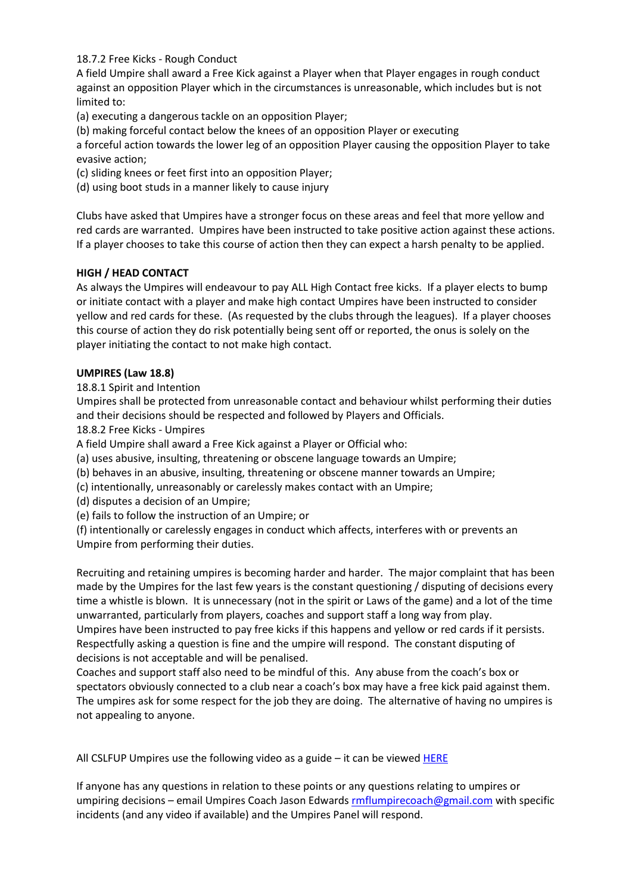18.7.2 Free Kicks - Rough Conduct

A field Umpire shall award a Free Kick against a Player when that Player engages in rough conduct against an opposition Player which in the circumstances is unreasonable, which includes but is not limited to:

(a) executing a dangerous tackle on an opposition Player;
(b) making forceful contact below the knees of an opposition Player or executing a forceful action towards the lower leg of an opposition Player causing the opposition Player to take evasive action;
(c) sliding knees or feet first into an opposition Player;
(d) using boot studs in a manner likely to cause injury

Clubs have asked that Umpires have a stronger focus on these areas and feel that more yellow and red cards are warranted. Umpires have been instructed to take positive action against these actions. If a player chooses to take this course of action then they can expect a harsh penalty to be applied.

**HIGH / HEAD CONTACT**

As always the Umpires will endeavour to pay ALL High Contact free kicks. If a player elects to bump or initiate contact with a player and make high contact Umpires have been instructed to consider yellow and red cards for these. (As requested by the clubs through the leagues). If a player chooses this course of action they do risk potentially being sent off or reported, the onus is solely on the player initiating the contact to not make high contact.

**UMPIRES (Law 18.8)**

18.8.1 Spirit and Intention

Umpires shall be protected from unreasonable contact and behaviour whilst performing their duties and their decisions should be respected and followed by Players and Officials.

18.8.2 Free Kicks - Umpires

A field Umpire shall award a Free Kick against a Player or Official who:

(a) uses abusive, insulting, threatening or obscene language towards an Umpire;
(b) behaves in an abusive, insulting, threatening or obscene manner towards an Umpire;
(c) intentionally, unreasonably or carelessly makes contact with an Umpire;
(d) disputes a decision of an Umpire;
(e) fails to follow the instruction of an Umpire; or
(f) intentionally or carelessly engages in conduct which affects, interferes with or prevents an Umpire from performing their duties.

Recruiting and retaining umpires is becoming harder and harder. The major complaint that has been made by the Umpires for the last few years is the constant questioning / disputing of decisions every time a whistle is blown. It is unnecessary (not in the spirit or Laws of the game) and a lot of the time unwarranted, particularly from players, coaches and support staff a long way from play.
Umpires have been instructed to pay free kicks if this happens and yellow or red cards if it persists. Respectfully asking a question is fine and the umpire will respond. The constant disputing of decisions is not acceptable and will be penalised.
Coaches and support staff also need to be mindful of this. Any abuse from the coach's box or spectators obviously connected to a club near a coach's box may have a free kick paid against them. The umpires ask for some respect for the job they are doing. The alternative of having no umpires is not appealing to anyone.

All CSLFUP Umpires use the following video as a guide – it can be viewed HERE

If anyone has any questions in relation to these points or any questions relating to umpires or umpiring decisions – email Umpires Coach Jason Edwards rmflumpirecoach@gmail.com with specific incidents (and any video if available) and the Umpires Panel will respond.